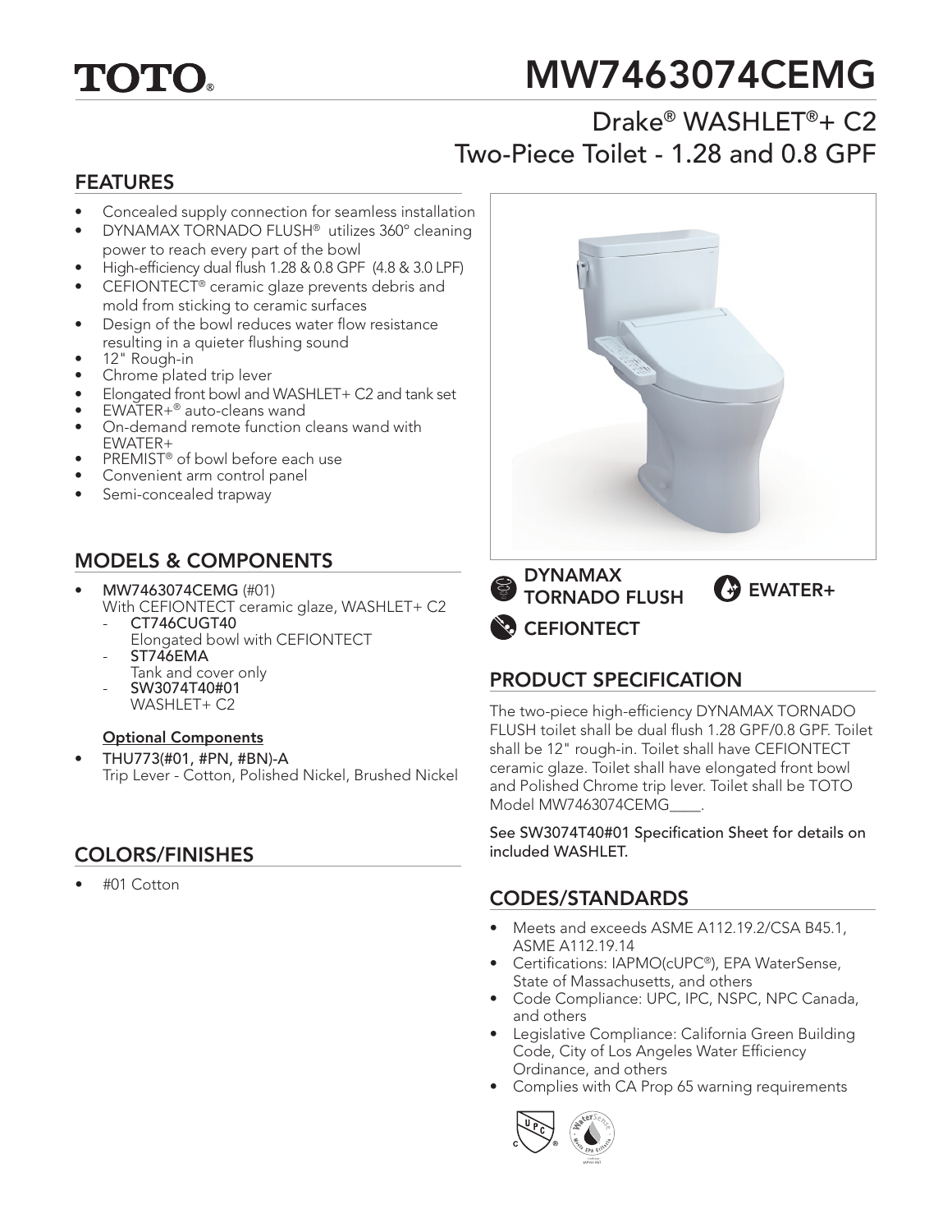# TOTO®

# MW7463074CEMG

## Drake® WASHLET®+ C2
## Two-Piece Toilet - 1.28 and 0.8 GPF

## FEATURES

- Concealed supply connection for seamless installation
- DYNAMAX TORNADO FLUSH® utilizes 360° cleaning power to reach every part of the bowl
- High-efficiency dual flush 1.28 & 0.8 GPF (4.8 & 3.0 LPF)
- CEFIONTECT® ceramic glaze prevents debris and mold from sticking to ceramic surfaces
- Design of the bowl reduces water flow resistance resulting in a quieter flushing sound
- 12" Rough-in
- Chrome plated trip lever
- Elongated front bowl and WASHLET+ C2 and tank set
- EWATER+® auto-cleans wand
- On-demand remote function cleans wand with EWATER+
- PREMIST® of bowl before each use
- Convenient arm control panel
- Semi-concealed trapway

DYNAMAX TORNADO FLUSH

EWATER+

CEFIONTECT

## MODELS & COMPONENTS

- **MW7463074CEMG** (#01)
  With CEFIONTECT ceramic glaze, WASHLET+ C2
  - **CT746CUGT40**
    Elongated bowl with CEFIONTECT
  - **ST746EMA**
    Tank and cover only
  - **SW3074T40#01**
    WASHLET+ C2

**Optional Components**

- **THU773(#01, #PN, #BN)-A**
  Trip Lever - Cotton, Polished Nickel, Brushed Nickel

## COLORS/FINISHES

- #01 Cotton

## PRODUCT SPECIFICATION

The two-piece high-efficiency DYNAMAX TORNADO FLUSH toilet shall be dual flush 1.28 GPF/0.8 GPF. Toilet shall be 12" rough-in. Toilet shall have CEFIONTECT ceramic glaze. Toilet shall have elongated front bowl and Polished Chrome trip lever. Toilet shall be TOTO Model MW7463074CEMG____.

See SW3074T40#01 Specification Sheet for details on included WASHLET.

## CODES/STANDARDS

- Meets and exceeds ASME A112.19.2/CSA B45.1, ASME A112.19.14
- Certifications: IAPMO(cUPC®), EPA WaterSense, State of Massachusetts, and others
- Code Compliance: UPC, IPC, NSPC, NPC Canada, and others
- Legislative Compliance: California Green Building Code, City of Los Angeles Water Efficiency Ordinance, and others
- Complies with CA Prop 65 warning requirements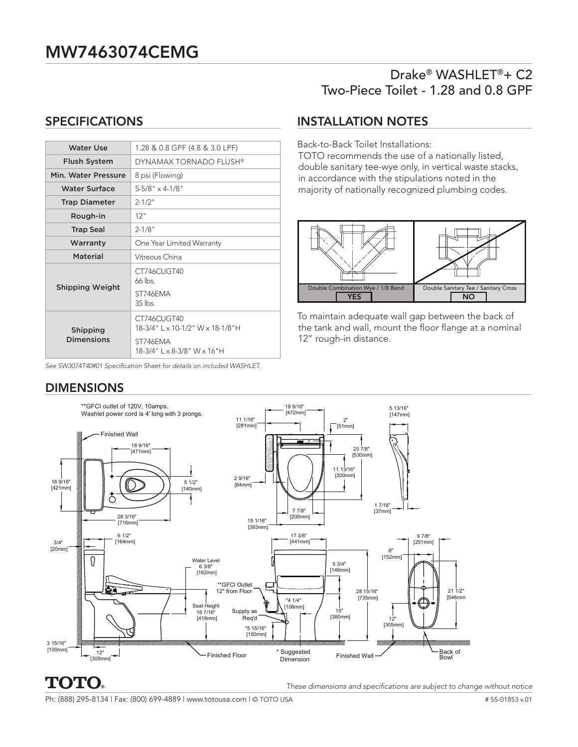# MW7463074CEMG

## Drake® WASHLET®+ C2
## Two-Piece Toilet - 1.28 and 0.8 GPF

## SPECIFICATIONS

| | |
|---|---|
| Water Use | 1.28 & 0.8 GPF (4.8 & 3.0 LPF) |
| Flush System | DYNAMAX TORNADO FLUSH® |
| Min. Water Pressure | 8 psi (Flowing) |
| Water Surface | 5-5/8" x 4-1/8" |
| Trap Diameter | 2-1/2" |
| Rough-in | 12" |
| Trap Seal | 2-1/8" |
| Warranty | One Year Limited Warranty |
| Material | Vitreous China |
| Shipping Weight | CT746CUGT40 66 lbs. ST746EMA 35 lbs. |
| Shipping Dimensions | CT746CUGT40 18-3/4" L x 10-1/2" W x 18-1/8"H ST746EMA 18-3/4" L x 8-3/8" W x 16"H |

*See SW3074T40#01 Specification Sheet for details on included WASHLET.*

## INSTALLATION NOTES

Back-to-Back Toilet Installations:
TOTO recommends the use of a nationally listed, double sanitary tee-wye only, in vertical waste stacks, in accordance with the stipulations noted in the majority of nationally recognized plumbing codes.

Double Combination Wye / 1/8 Bend
YES

Double Sanitary Tee / Sanitary Cross
NO

To maintain adequate wall gap between the back of the tank and wall, mount the floor flange at a nominal 12" rough-in distance.

## DIMENSIONS

**GFCI outlet of 120V, 10amps.
Washlet power cord is 4' long with 3 prongs.

Finished Wall
18 9/16" [471mm]
16 9/16" [421mm]
5 1/2" [140mm]
28 3/16" [716mm]
18 9/16" [472mm]
11 1/16" [281mm]
2" [51mm]
5 13/16" [147mm]
20 7/8" [530mm]
11 13/16" [300mm]
2 9/16" [64mm]
7 7/8" [200mm]
15 1/16" [383mm]
1 7/16" [37mm]
6 1/2" [164mm]
3/4" [20mm]
Water Level 6 3/8" [162mm]
**GFCI Outlet 12" from Floor
Seat Height 16 7/16" [418mm]
Supply as Req'd
*5 15/16" [150mm]
*4 1/4" [108mm]
17 3/8" [441mm]
5 3/4" [146mm]
28 15/16" [735mm]
15" [380mm]
9 7/8" [251mm]
6" [152mm]
21 1/2" [546mm
12" [305mm]
3 15/16" [100mm]
12" [305mm]
Finished Floor
* Suggested Dimension
Finished Wall
Back of Bowl

TOTO®

*These dimensions and specifications are subject to change without notice*

Ph: (888) 295-8134 | Fax: (800) 699-4889 | www.totousa.com | © TOTO USA

# SS-01853 v.01